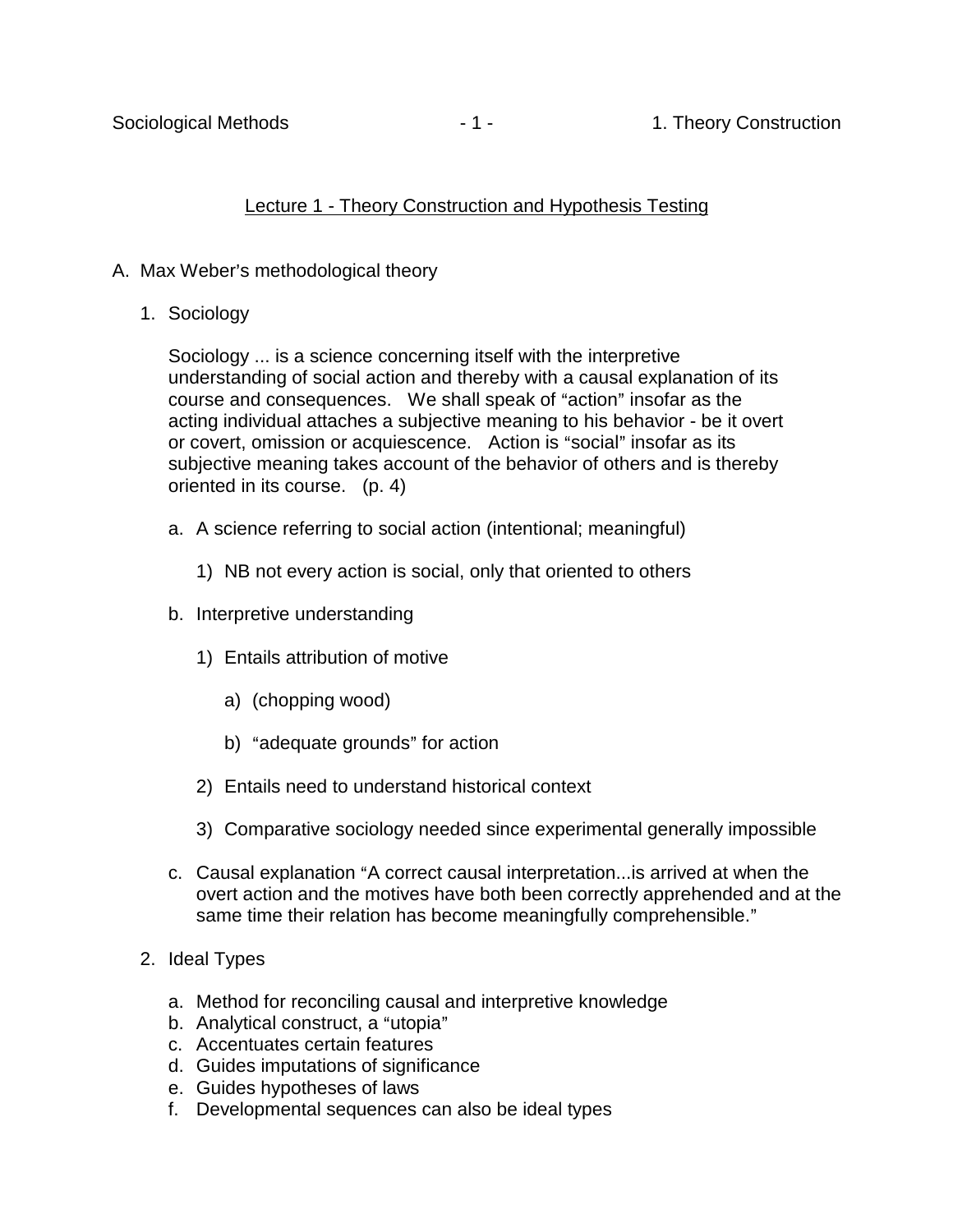# Lecture 1 - Theory Construction and Hypothesis Testing

A. Max Weber's methodological theory

1. Sociology

   Sociology ... is a science concerning itself with the interpretive understanding of social action and thereby with a causal explanation of its course and consequences. We shall speak of "action" insofar as the acting individual attaches a subjective meaning to his behavior - be it overt or covert, omission or acquiescence. Action is "social" insofar as its subjective meaning takes account of the behavior of others and is thereby oriented in its course. (p. 4)

   a. A science referring to social action (intentional; meaningful)

      1) NB not every action is social, only that oriented to others

   b. Interpretive understanding

      1) Entails attribution of motive

         a) (chopping wood)

         b) "adequate grounds" for action

      2) Entails need to understand historical context

      3) Comparative sociology needed since experimental generally impossible

   c. Causal explanation "A correct causal interpretation...is arrived at when the overt action and the motives have both been correctly apprehended and at the same time their relation has become meaningfully comprehensible."

2. Ideal Types

   a. Method for reconciling causal and interpretive knowledge
   b. Analytical construct, a "utopia"
   c. Accentuates certain features
   d. Guides imputations of significance
   e. Guides hypotheses of laws
   f. Developmental sequences can also be ideal types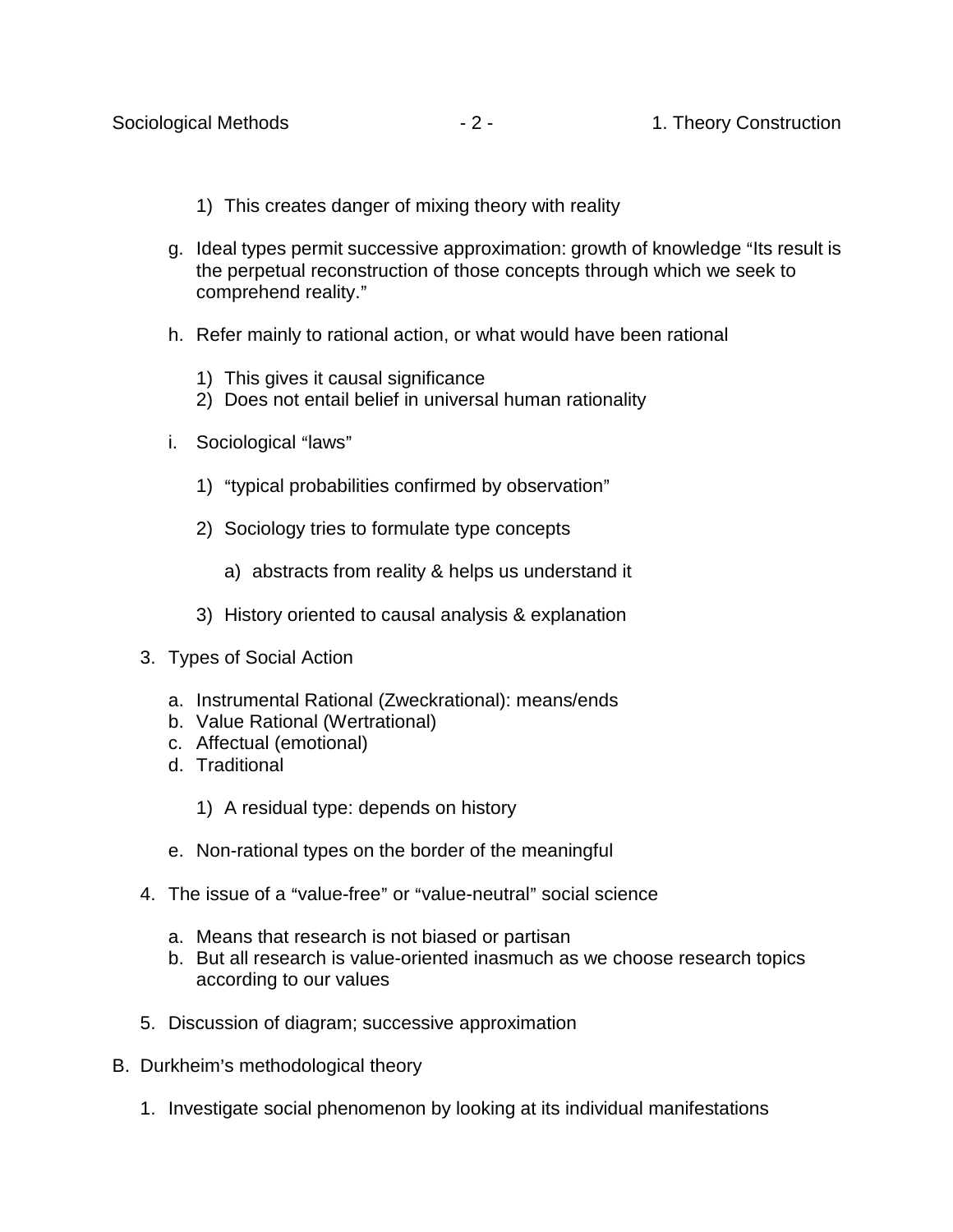1) This creates danger of mixing theory with reality

    g. Ideal types permit successive approximation: growth of knowledge "Its result is the perpetual reconstruction of those concepts through which we seek to comprehend reality."

    h. Refer mainly to rational action, or what would have been rational

        1) This gives it causal significance
        2) Does not entail belief in universal human rationality

    i. Sociological "laws"

        1) "typical probabilities confirmed by observation"

        2) Sociology tries to formulate type concepts

            a) abstracts from reality & helps us understand it

        3) History oriented to causal analysis & explanation

3. Types of Social Action

    a. Instrumental Rational (Zweckrational): means/ends
    b. Value Rational (Wertrational)
    c. Affectual (emotional)
    d. Traditional

        1) A residual type: depends on history

    e. Non-rational types on the border of the meaningful

4. The issue of a "value-free" or "value-neutral" social science

    a. Means that research is not biased or partisan
    b. But all research is value-oriented inasmuch as we choose research topics according to our values

5. Discussion of diagram; successive approximation

B. Durkheim's methodological theory

1. Investigate social phenomenon by looking at its individual manifestations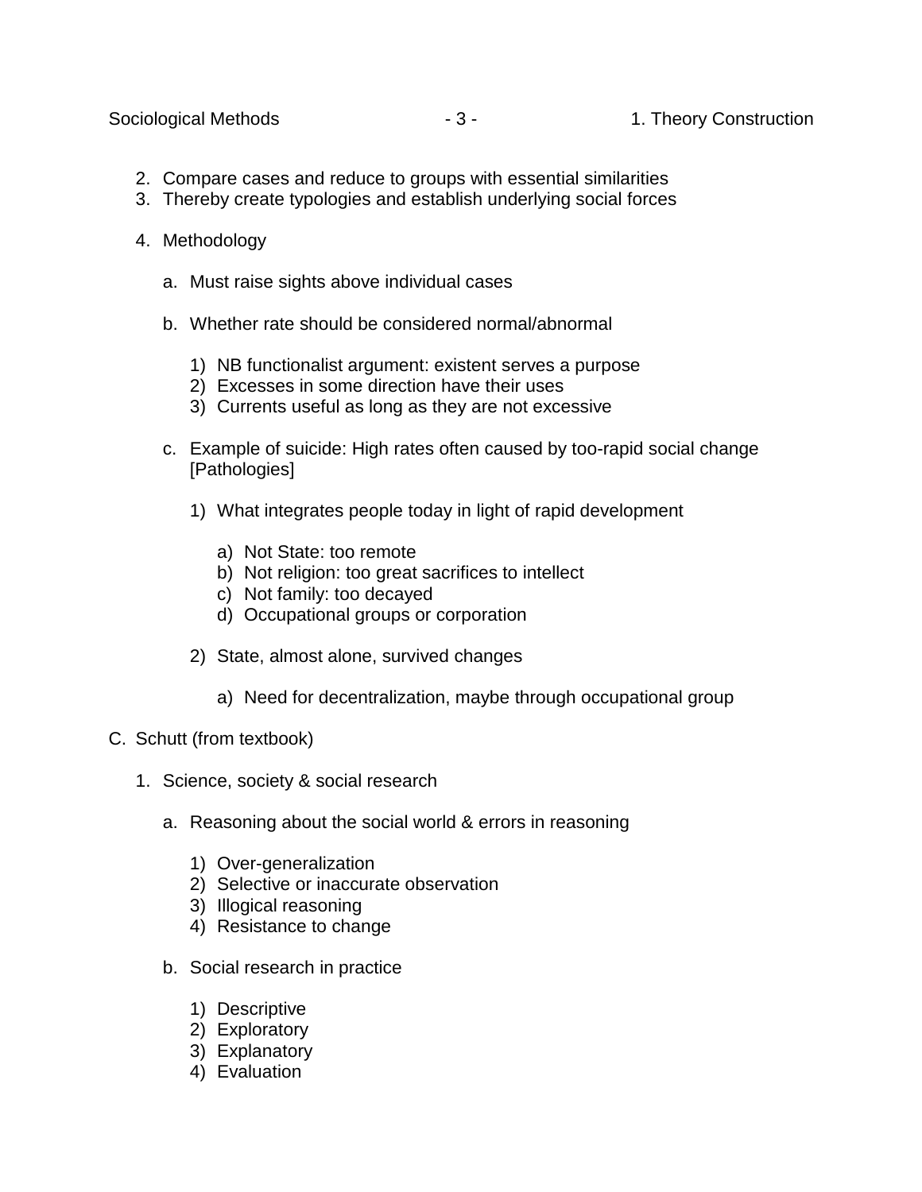2. Compare cases and reduce to groups with essential similarities
3. Thereby create typologies and establish underlying social forces

4. Methodology

    a. Must raise sights above individual cases

    b. Whether rate should be considered normal/abnormal

        1) NB functionalist argument: existent serves a purpose
        2) Excesses in some direction have their uses
        3) Currents useful as long as they are not excessive

    c. Example of suicide: High rates often caused by too-rapid social change [Pathologies]

        1) What integrates people today in light of rapid development

            a) Not State: too remote
            b) Not religion: too great sacrifices to intellect
            c) Not family: too decayed
            d) Occupational groups or corporation

        2) State, almost alone, survived changes

            a) Need for decentralization, maybe through occupational group

C. Schutt (from textbook)

1. Science, society & social research

    a. Reasoning about the social world & errors in reasoning

        1) Over-generalization
        2) Selective or inaccurate observation
        3) Illogical reasoning
        4) Resistance to change

    b. Social research in practice

        1) Descriptive
        2) Exploratory
        3) Explanatory
        4) Evaluation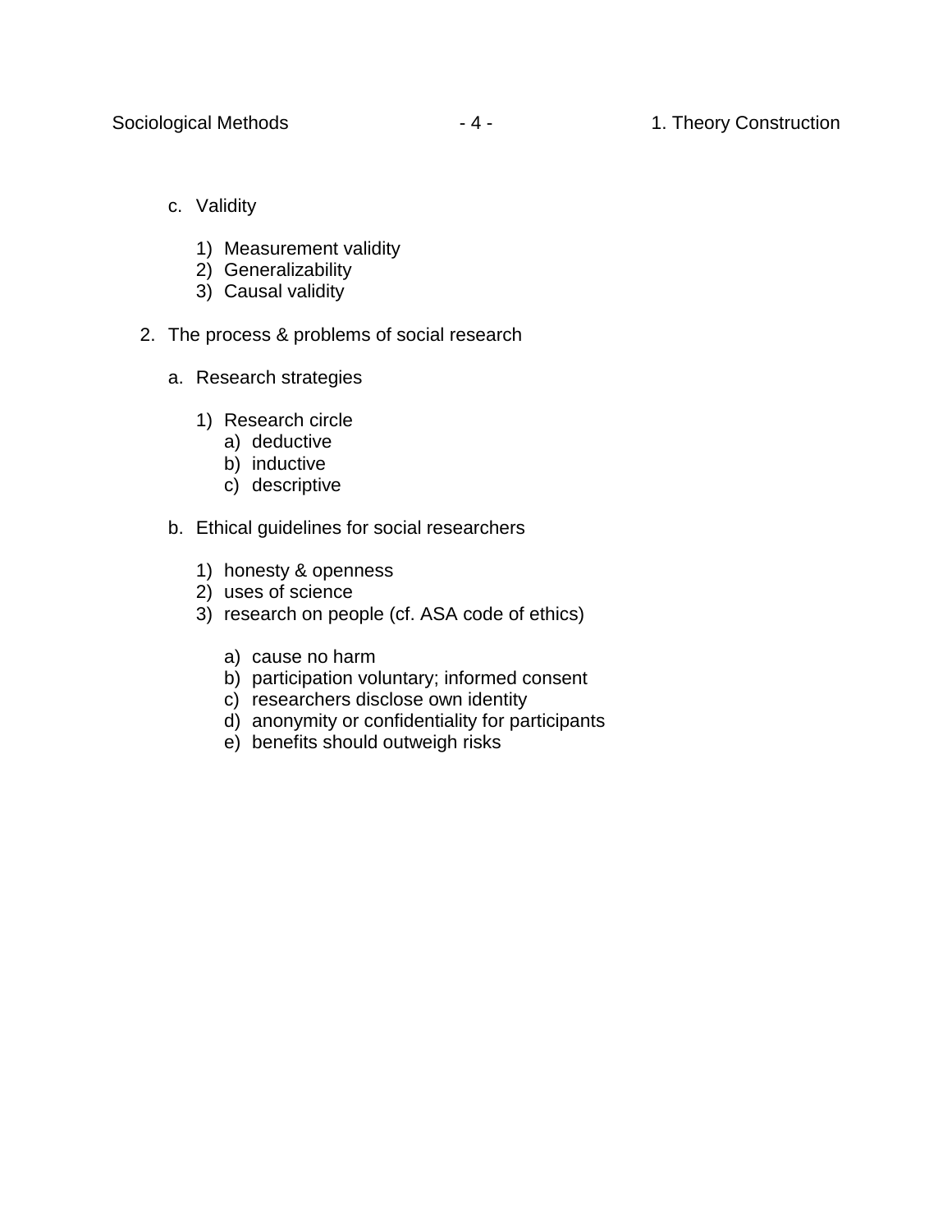c. Validity

   1) Measurement validity
   2) Generalizability
   3) Causal validity

2. The process & problems of social research

   a. Research strategies

      1) Research circle
         a) deductive
         b) inductive
         c) descriptive

   b. Ethical guidelines for social researchers

      1) honesty & openness
      2) uses of science
      3) research on people (cf. ASA code of ethics)

         a) cause no harm
         b) participation voluntary; informed consent
         c) researchers disclose own identity
         d) anonymity or confidentiality for participants
         e) benefits should outweigh risks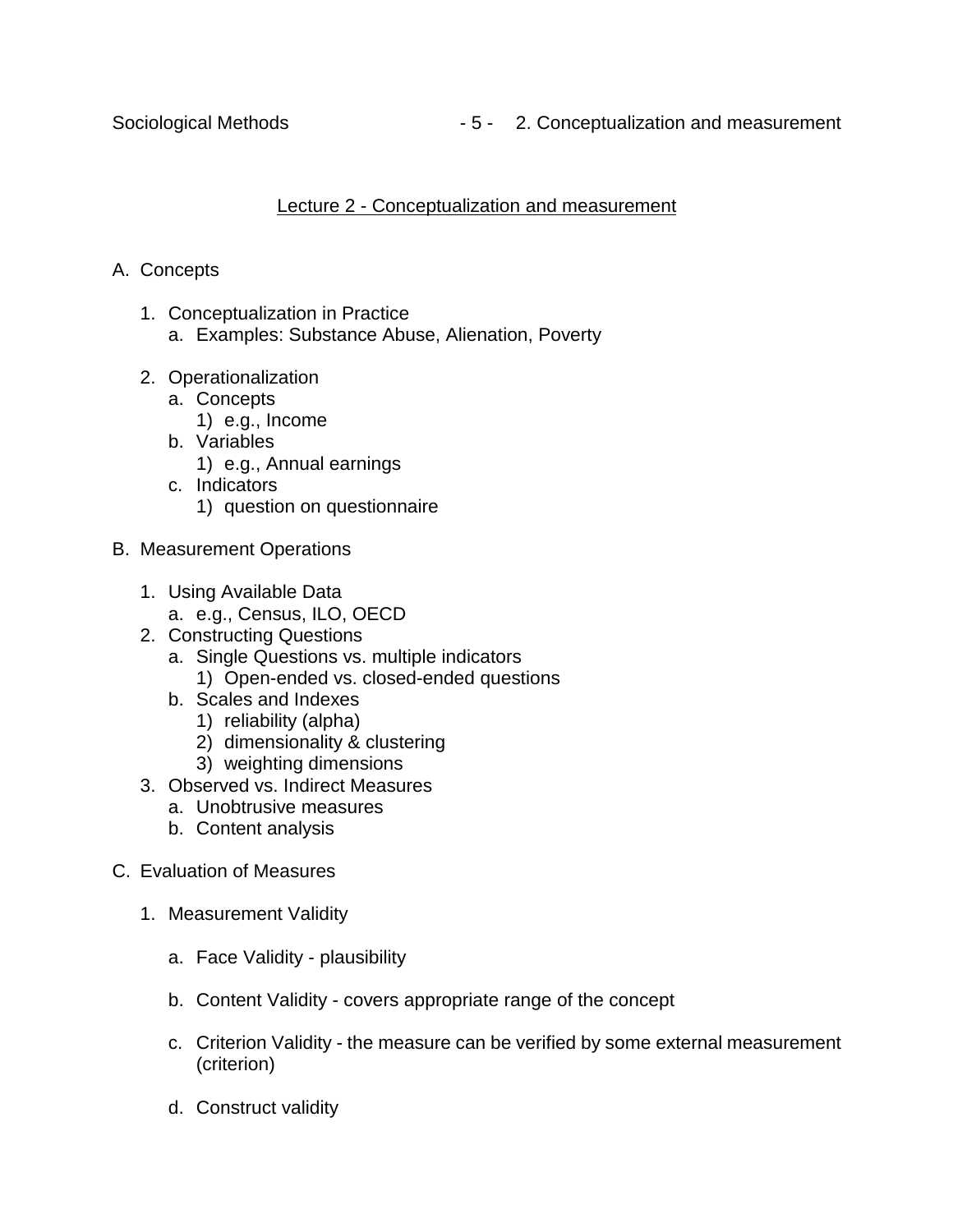## Lecture 2 - Conceptualization and measurement

A. Concepts

1. Conceptualization in Practice
    a. Examples: Substance Abuse, Alienation, Poverty

2. Operationalization
    a. Concepts
        1) e.g., Income
    b. Variables
        1) e.g., Annual earnings
    c. Indicators
        1) question on questionnaire

B. Measurement Operations

1. Using Available Data
    a. e.g., Census, ILO, OECD
2. Constructing Questions
    a. Single Questions vs. multiple indicators
        1) Open-ended vs. closed-ended questions
    b. Scales and Indexes
        1) reliability (alpha)
        2) dimensionality & clustering
        3) weighting dimensions
3. Observed vs. Indirect Measures
    a. Unobtrusive measures
    b. Content analysis

C. Evaluation of Measures

1. Measurement Validity

    a. Face Validity - plausibility

    b. Content Validity - covers appropriate range of the concept

    c. Criterion Validity - the measure can be verified by some external measurement (criterion)

    d. Construct validity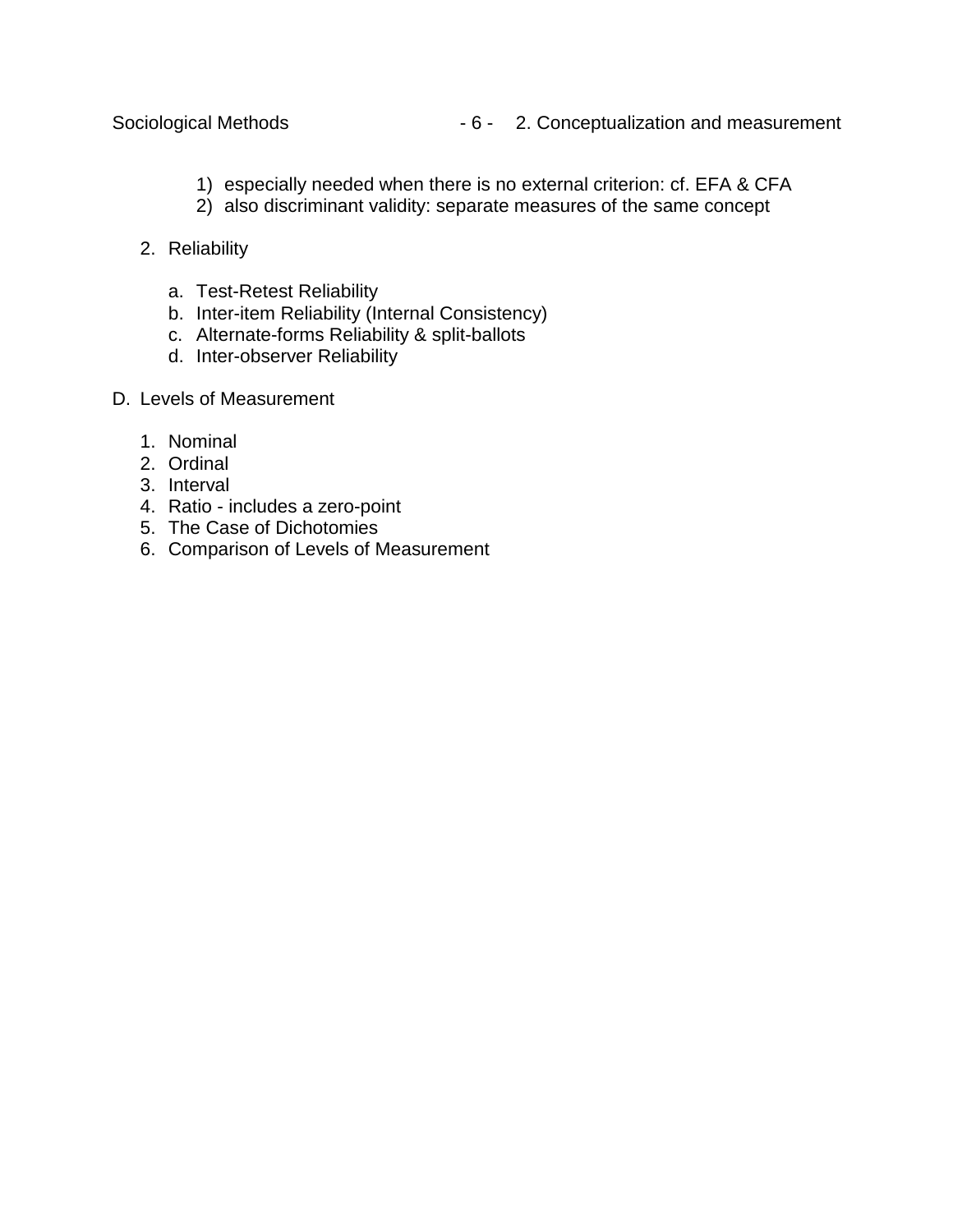1) especially needed when there is no external criterion: cf. EFA & CFA
2) also discriminant validity: separate measures of the same concept

2. Reliability

   a. Test-Retest Reliability
   b. Inter-item Reliability (Internal Consistency)
   c. Alternate-forms Reliability & split-ballots
   d. Inter-observer Reliability

D. Levels of Measurement

1. Nominal
2. Ordinal
3. Interval
4. Ratio - includes a zero-point
5. The Case of Dichotomies
6. Comparison of Levels of Measurement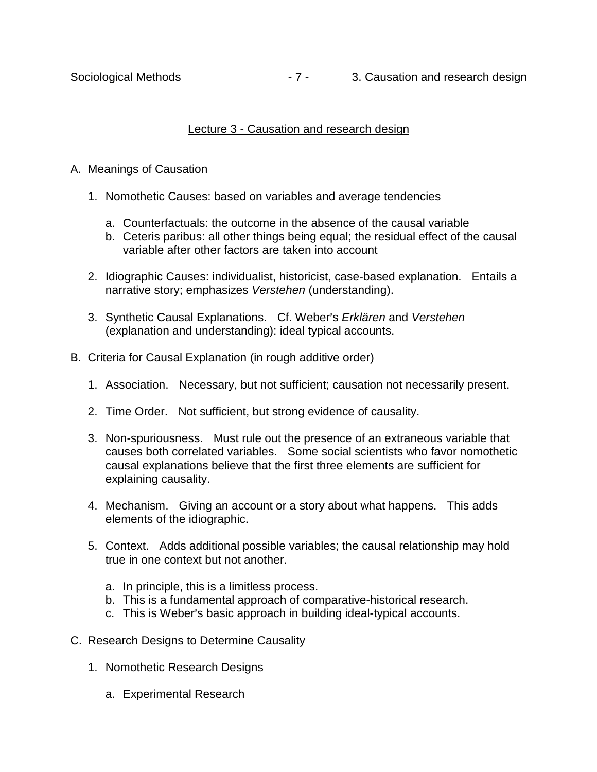## Lecture 3 - Causation and research design

A. Meanings of Causation

1. Nomothetic Causes: based on variables and average tendencies

    a. Counterfactuals: the outcome in the absence of the causal variable
    b. Ceteris paribus: all other things being equal; the residual effect of the causal variable after other factors are taken into account

2. Idiographic Causes: individualist, historicist, case-based explanation. Entails a narrative story; emphasizes *Verstehen* (understanding).

3. Synthetic Causal Explanations. Cf. Weber's *Erklären* and *Verstehen* (explanation and understanding): ideal typical accounts.

B. Criteria for Causal Explanation (in rough additive order)

1. Association. Necessary, but not sufficient; causation not necessarily present.

2. Time Order. Not sufficient, but strong evidence of causality.

3. Non-spuriousness. Must rule out the presence of an extraneous variable that causes both correlated variables. Some social scientists who favor nomothetic causal explanations believe that the first three elements are sufficient for explaining causality.

4. Mechanism. Giving an account or a story about what happens. This adds elements of the idiographic.

5. Context. Adds additional possible variables; the causal relationship may hold true in one context but not another.

    a. In principle, this is a limitless process.
    b. This is a fundamental approach of comparative-historical research.
    c. This is Weber's basic approach in building ideal-typical accounts.

C. Research Designs to Determine Causality

1. Nomothetic Research Designs

    a. Experimental Research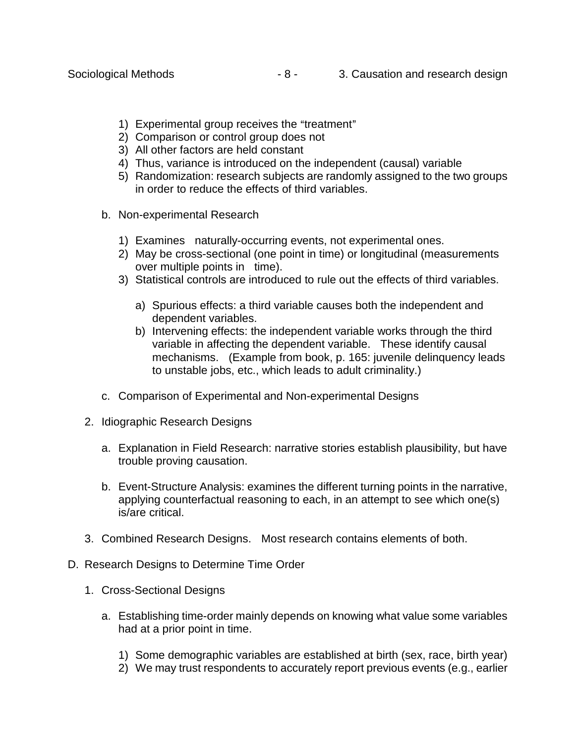1) Experimental group receives the "treatment"
2) Comparison or control group does not
3) All other factors are held constant
4) Thus, variance is introduced on the independent (causal) variable
5) Randomization: research subjects are randomly assigned to the two groups in order to reduce the effects of third variables.

b. Non-experimental Research

1) Examines naturally-occurring events, not experimental ones.
2) May be cross-sectional (one point in time) or longitudinal (measurements over multiple points in time).
3) Statistical controls are introduced to rule out the effects of third variables.

a) Spurious effects: a third variable causes both the independent and dependent variables.
b) Intervening effects: the independent variable works through the third variable in affecting the dependent variable. These identify causal mechanisms. (Example from book, p. 165: juvenile delinquency leads to unstable jobs, etc., which leads to adult criminality.)

c. Comparison of Experimental and Non-experimental Designs

2. Idiographic Research Designs

a. Explanation in Field Research: narrative stories establish plausibility, but have trouble proving causation.

b. Event-Structure Analysis: examines the different turning points in the narrative, applying counterfactual reasoning to each, in an attempt to see which one(s) is/are critical.

3. Combined Research Designs. Most research contains elements of both.

D. Research Designs to Determine Time Order

1. Cross-Sectional Designs

a. Establishing time-order mainly depends on knowing what value some variables had at a prior point in time.

1) Some demographic variables are established at birth (sex, race, birth year)
2) We may trust respondents to accurately report previous events (e.g., earlier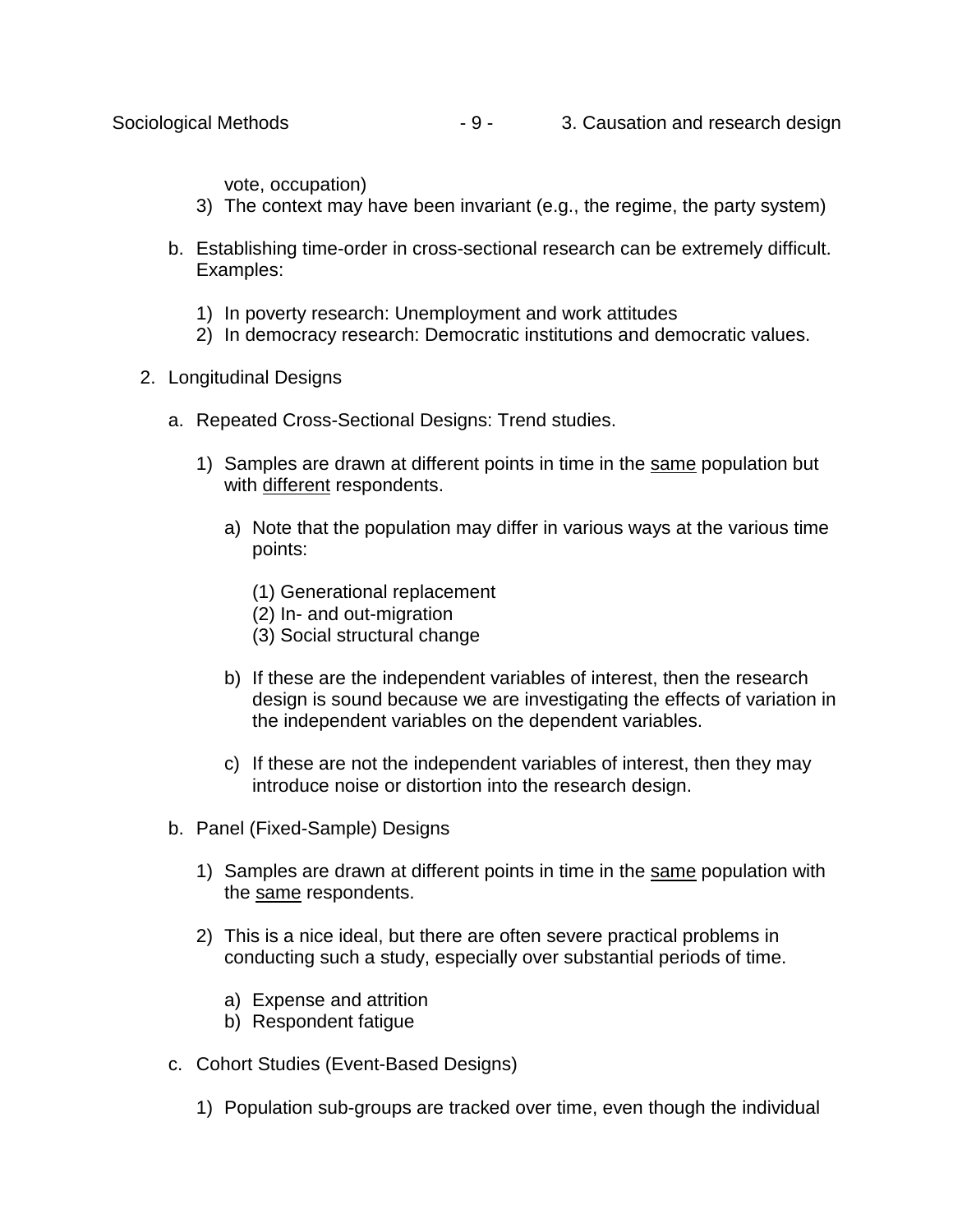vote, occupation)

3) The context may have been invariant (e.g., the regime, the party system)

b. Establishing time-order in cross-sectional research can be extremely difficult. Examples:

   1) In poverty research: Unemployment and work attitudes
   2) In democracy research: Democratic institutions and democratic values.

2. Longitudinal Designs

   a. Repeated Cross-Sectional Designs: Trend studies.

      1) Samples are drawn at different points in time in the <u>same</u> population but with <u>different</u> respondents.

         a) Note that the population may differ in various ways at the various time points:

            (1) Generational replacement
            (2) In- and out-migration
            (3) Social structural change

         b) If these are the independent variables of interest, then the research design is sound because we are investigating the effects of variation in the independent variables on the dependent variables.

         c) If these are not the independent variables of interest, then they may introduce noise or distortion into the research design.

   b. Panel (Fixed-Sample) Designs

      1) Samples are drawn at different points in time in the <u>same</u> population with the <u>same</u> respondents.

      2) This is a nice ideal, but there are often severe practical problems in conducting such a study, especially over substantial periods of time.

         a) Expense and attrition
         b) Respondent fatigue

   c. Cohort Studies (Event-Based Designs)

      1) Population sub-groups are tracked over time, even though the individual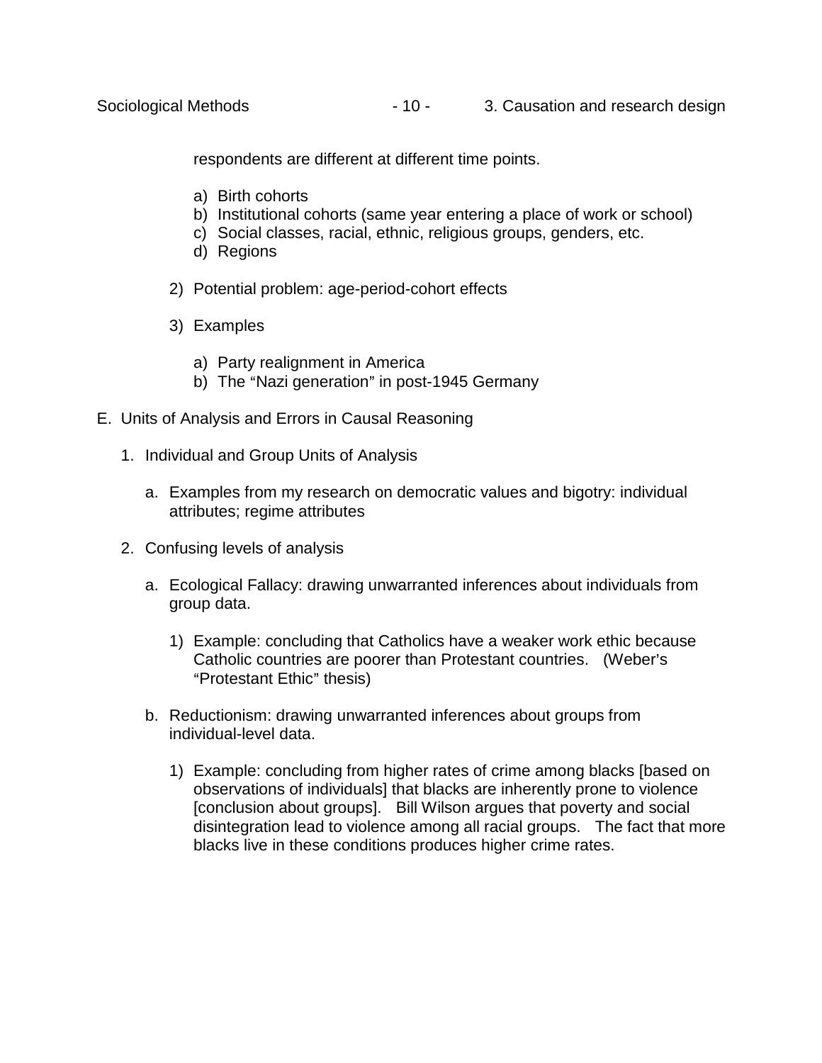respondents are different at different time points.

a) Birth cohorts
b) Institutional cohorts (same year entering a place of work or school)
c) Social classes, racial, ethnic, religious groups, genders, etc.
d) Regions

2) Potential problem: age-period-cohort effects

3) Examples

a) Party realignment in America
b) The "Nazi generation" in post-1945 Germany

E. Units of Analysis and Errors in Causal Reasoning

1. Individual and Group Units of Analysis

a. Examples from my research on democratic values and bigotry: individual attributes; regime attributes

2. Confusing levels of analysis

a. Ecological Fallacy: drawing unwarranted inferences about individuals from group data.

1) Example: concluding that Catholics have a weaker work ethic because Catholic countries are poorer than Protestant countries. (Weber's "Protestant Ethic" thesis)

b. Reductionism: drawing unwarranted inferences about groups from individual-level data.

1) Example: concluding from higher rates of crime among blacks [based on observations of individuals] that blacks are inherently prone to violence [conclusion about groups]. Bill Wilson argues that poverty and social disintegration lead to violence among all racial groups. The fact that more blacks live in these conditions produces higher crime rates.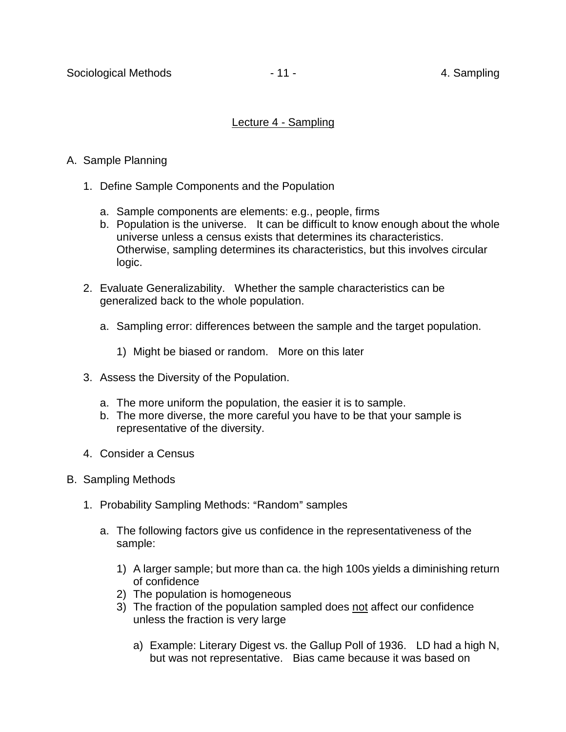## Lecture 4 - Sampling

A. Sample Planning

1. Define Sample Components and the Population

    a. Sample components are elements: e.g., people, firms
    b. Population is the universe. It can be difficult to know enough about the whole universe unless a census exists that determines its characteristics. Otherwise, sampling determines its characteristics, but this involves circular logic.

2. Evaluate Generalizability. Whether the sample characteristics can be generalized back to the whole population.

    a. Sampling error: differences between the sample and the target population.

        1) Might be biased or random. More on this later

3. Assess the Diversity of the Population.

    a. The more uniform the population, the easier it is to sample.
    b. The more diverse, the more careful you have to be that your sample is representative of the diversity.

4. Consider a Census

B. Sampling Methods

1. Probability Sampling Methods: "Random" samples

    a. The following factors give us confidence in the representativeness of the sample:

        1) A larger sample; but more than ca. the high 100s yields a diminishing return of confidence
        2) The population is homogeneous
        3) The fraction of the population sampled does <u>not</u> affect our confidence unless the fraction is very large

            a) Example: Literary Digest vs. the Gallup Poll of 1936. LD had a high N, but was not representative. Bias came because it was based on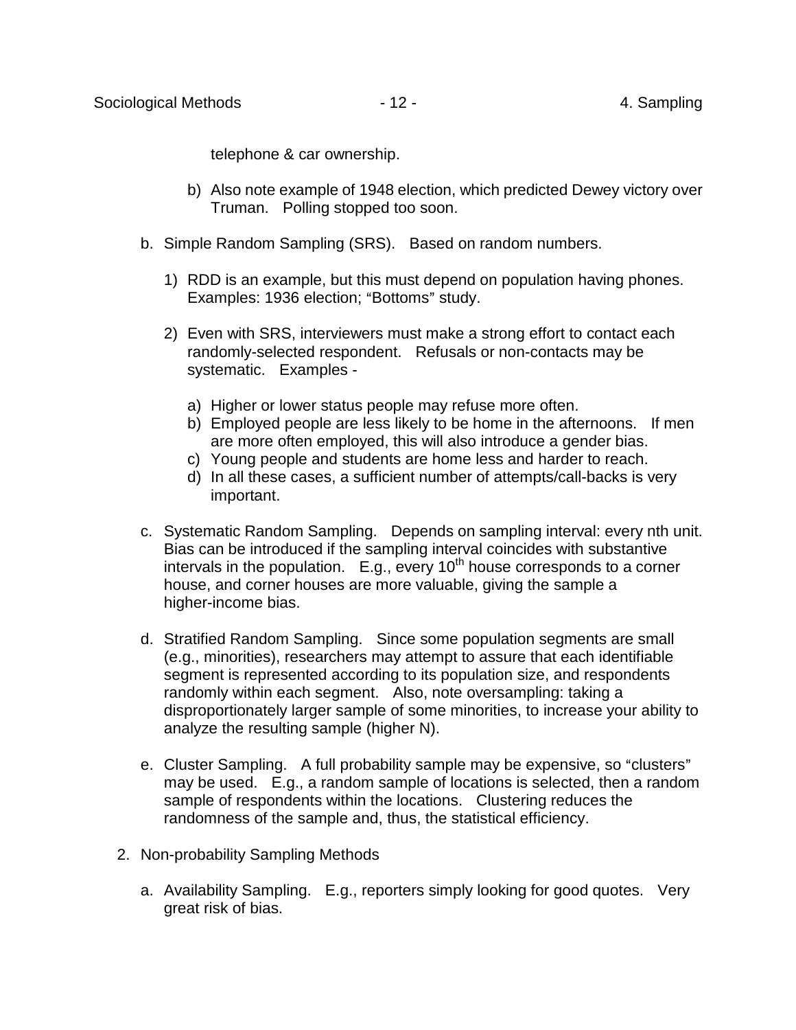telephone & car ownership.

b) Also note example of 1948 election, which predicted Dewey victory over Truman. Polling stopped too soon.

b. Simple Random Sampling (SRS). Based on random numbers.

   1) RDD is an example, but this must depend on population having phones. Examples: 1936 election; "Bottoms" study.

   2) Even with SRS, interviewers must make a strong effort to contact each randomly-selected respondent. Refusals or non-contacts may be systematic. Examples -

      a) Higher or lower status people may refuse more often.
      b) Employed people are less likely to be home in the afternoons. If men are more often employed, this will also introduce a gender bias.
      c) Young people and students are home less and harder to reach.
      d) In all these cases, a sufficient number of attempts/call-backs is very important.

c. Systematic Random Sampling. Depends on sampling interval: every nth unit. Bias can be introduced if the sampling interval coincides with substantive intervals in the population. E.g., every 10th house corresponds to a corner house, and corner houses are more valuable, giving the sample a higher-income bias.

d. Stratified Random Sampling. Since some population segments are small (e.g., minorities), researchers may attempt to assure that each identifiable segment is represented according to its population size, and respondents randomly within each segment. Also, note oversampling: taking a disproportionately larger sample of some minorities, to increase your ability to analyze the resulting sample (higher N).

e. Cluster Sampling. A full probability sample may be expensive, so "clusters" may be used. E.g., a random sample of locations is selected, then a random sample of respondents within the locations. Clustering reduces the randomness of the sample and, thus, the statistical efficiency.

2. Non-probability Sampling Methods

   a. Availability Sampling. E.g., reporters simply looking for good quotes. Very great risk of bias.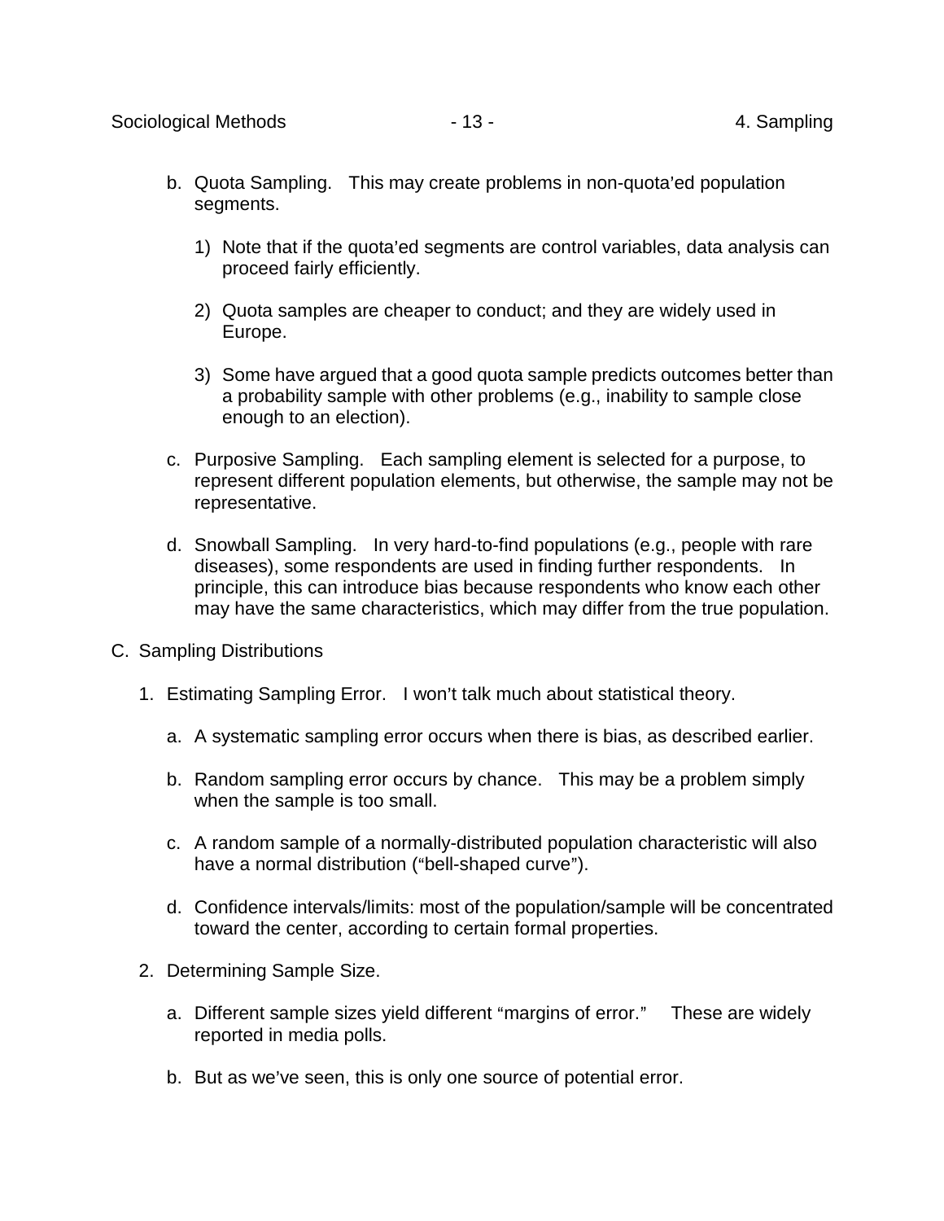b. Quota Sampling. This may create problems in non-quota'ed population segments.

   1) Note that if the quota'ed segments are control variables, data analysis can proceed fairly efficiently.

   2) Quota samples are cheaper to conduct; and they are widely used in Europe.

   3) Some have argued that a good quota sample predicts outcomes better than a probability sample with other problems (e.g., inability to sample close enough to an election).

c. Purposive Sampling. Each sampling element is selected for a purpose, to represent different population elements, but otherwise, the sample may not be representative.

d. Snowball Sampling. In very hard-to-find populations (e.g., people with rare diseases), some respondents are used in finding further respondents. In principle, this can introduce bias because respondents who know each other may have the same characteristics, which may differ from the true population.

C. Sampling Distributions

1. Estimating Sampling Error. I won't talk much about statistical theory.

   a. A systematic sampling error occurs when there is bias, as described earlier.

   b. Random sampling error occurs by chance. This may be a problem simply when the sample is too small.

   c. A random sample of a normally-distributed population characteristic will also have a normal distribution ("bell-shaped curve").

   d. Confidence intervals/limits: most of the population/sample will be concentrated toward the center, according to certain formal properties.

2. Determining Sample Size.

   a. Different sample sizes yield different "margins of error." These are widely reported in media polls.

   b. But as we've seen, this is only one source of potential error.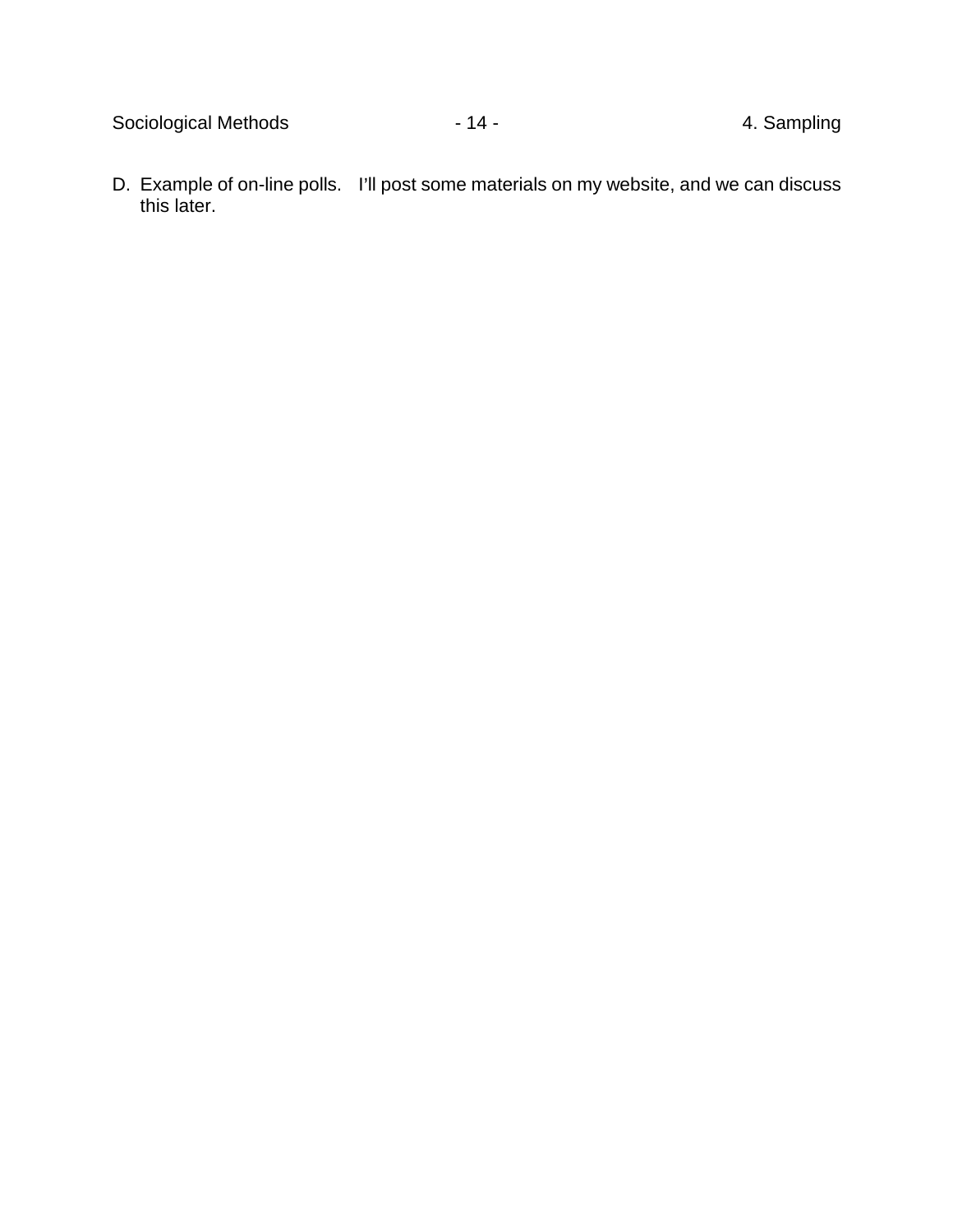D. Example of on-line polls. I'll post some materials on my website, and we can discuss this later.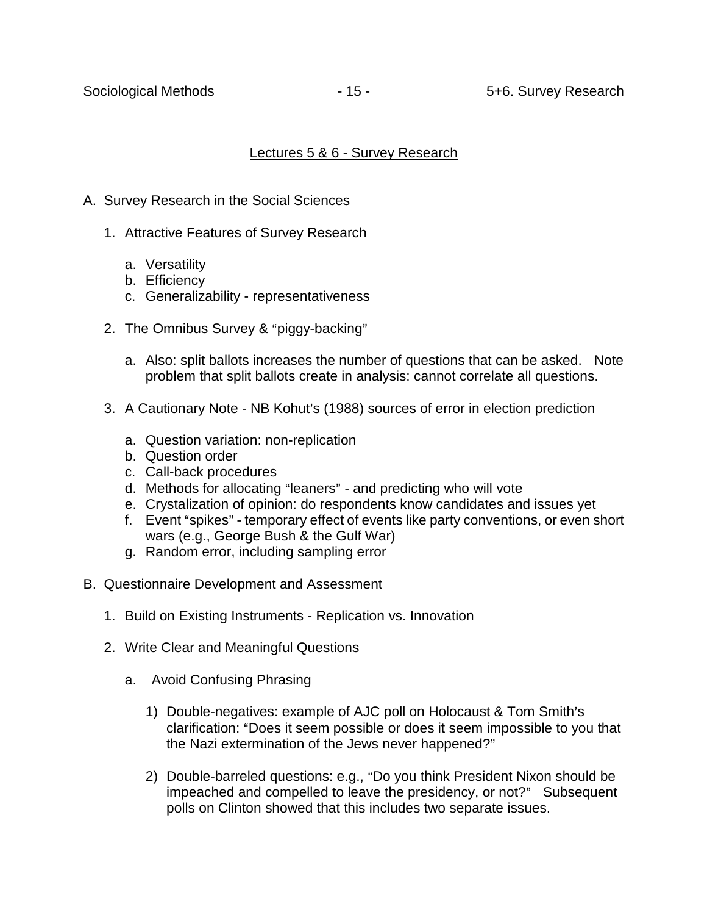## Lectures 5 & 6 - Survey Research

A. Survey Research in the Social Sciences

1. Attractive Features of Survey Research

    a. Versatility
    b. Efficiency
    c. Generalizability - representativeness

2. The Omnibus Survey & "piggy-backing"

    a. Also: split ballots increases the number of questions that can be asked. Note problem that split ballots create in analysis: cannot correlate all questions.

3. A Cautionary Note - NB Kohut's (1988) sources of error in election prediction

    a. Question variation: non-replication
    b. Question order
    c. Call-back procedures
    d. Methods for allocating "leaners" - and predicting who will vote
    e. Crystalization of opinion: do respondents know candidates and issues yet
    f. Event "spikes" - temporary effect of events like party conventions, or even short wars (e.g., George Bush & the Gulf War)
    g. Random error, including sampling error

B. Questionnaire Development and Assessment

1. Build on Existing Instruments - Replication vs. Innovation

2. Write Clear and Meaningful Questions

    a. Avoid Confusing Phrasing

        1) Double-negatives: example of AJC poll on Holocaust & Tom Smith's clarification: "Does it seem possible or does it seem impossible to you that the Nazi extermination of the Jews never happened?"

        2) Double-barreled questions: e.g., "Do you think President Nixon should be impeached and compelled to leave the presidency, or not?" Subsequent polls on Clinton showed that this includes two separate issues.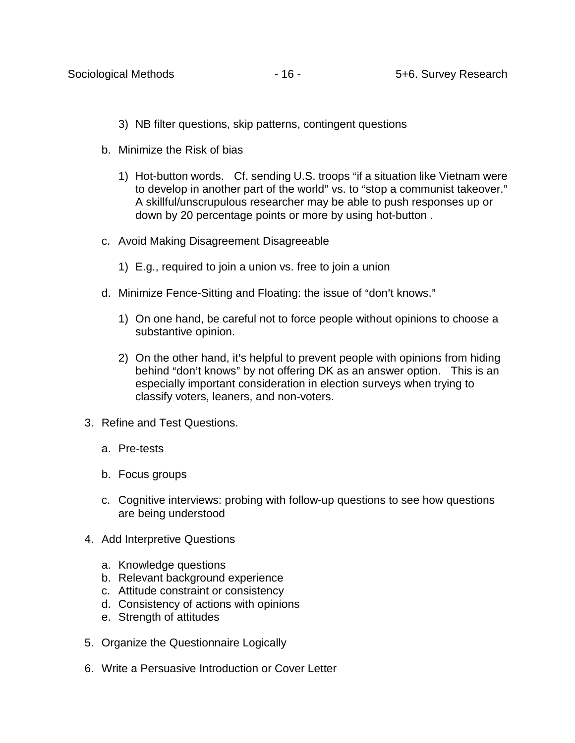3) NB filter questions, skip patterns, contingent questions

b. Minimize the Risk of bias

1) Hot-button words. Cf. sending U.S. troops "if a situation like Vietnam were to develop in another part of the world" vs. to "stop a communist takeover." A skillful/unscrupulous researcher may be able to push responses up or down by 20 percentage points or more by using hot-button .

c. Avoid Making Disagreement Disagreeable

1) E.g., required to join a union vs. free to join a union

d. Minimize Fence-Sitting and Floating: the issue of "don't knows."

1) On one hand, be careful not to force people without opinions to choose a substantive opinion.

2) On the other hand, it's helpful to prevent people with opinions from hiding behind "don't knows" by not offering DK as an answer option. This is an especially important consideration in election surveys when trying to classify voters, leaners, and non-voters.

3. Refine and Test Questions.

a. Pre-tests

b. Focus groups

c. Cognitive interviews: probing with follow-up questions to see how questions are being understood

4. Add Interpretive Questions

a. Knowledge questions
b. Relevant background experience
c. Attitude constraint or consistency
d. Consistency of actions with opinions
e. Strength of attitudes

5. Organize the Questionnaire Logically

6. Write a Persuasive Introduction or Cover Letter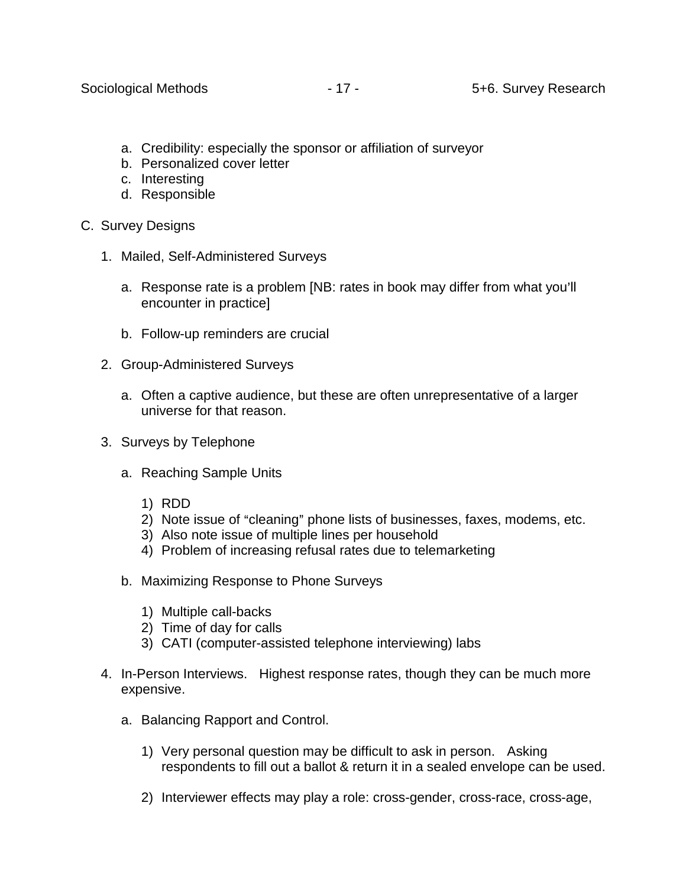a. Credibility: especially the sponsor or affiliation of surveyor
b. Personalized cover letter
c. Interesting
d. Responsible

C. Survey Designs

1. Mailed, Self-Administered Surveys

   a. Response rate is a problem [NB: rates in book may differ from what you'll encounter in practice]

   b. Follow-up reminders are crucial

2. Group-Administered Surveys

   a. Often a captive audience, but these are often unrepresentative of a larger universe for that reason.

3. Surveys by Telephone

   a. Reaching Sample Units

      1) RDD
      2) Note issue of "cleaning" phone lists of businesses, faxes, modems, etc.
      3) Also note issue of multiple lines per household
      4) Problem of increasing refusal rates due to telemarketing

   b. Maximizing Response to Phone Surveys

      1) Multiple call-backs
      2) Time of day for calls
      3) CATI (computer-assisted telephone interviewing) labs

4. In-Person Interviews. Highest response rates, though they can be much more expensive.

   a. Balancing Rapport and Control.

      1) Very personal question may be difficult to ask in person. Asking respondents to fill out a ballot & return it in a sealed envelope can be used.

      2) Interviewer effects may play a role: cross-gender, cross-race, cross-age,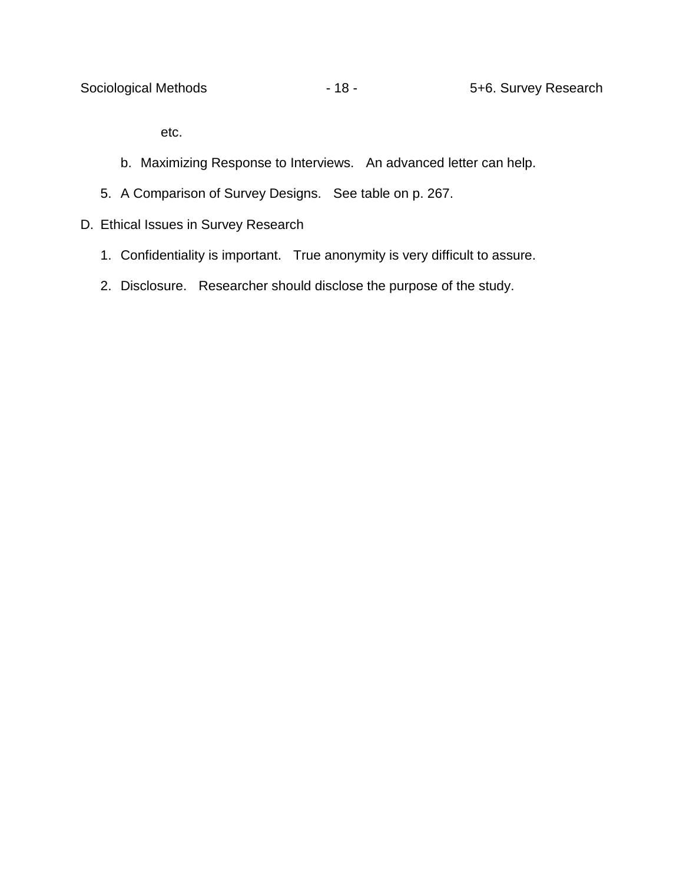etc.

   b. Maximizing Response to Interviews. An advanced letter can help.

5. A Comparison of Survey Designs. See table on p. 267.

D. Ethical Issues in Survey Research

   1. Confidentiality is important. True anonymity is very difficult to assure.

   2. Disclosure. Researcher should disclose the purpose of the study.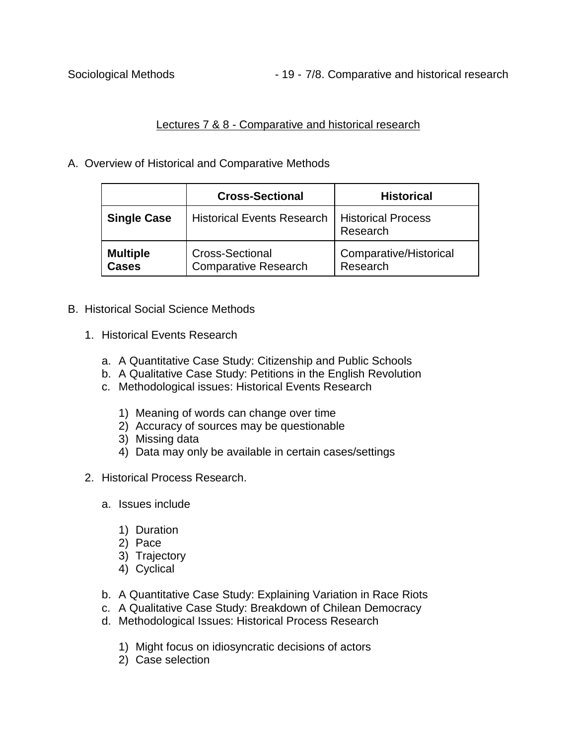## Lectures 7 & 8 - Comparative and historical research

A. Overview of Historical and Comparative Methods

| | **Cross-Sectional** | **Historical** |
|---|---|---|
| **Single Case** | Historical Events Research | Historical Process Research |
| **Multiple Cases** | Cross-Sectional Comparative Research | Comparative/Historical Research |

B. Historical Social Science Methods

1. Historical Events Research

    a. A Quantitative Case Study: Citizenship and Public Schools
    b. A Qualitative Case Study: Petitions in the English Revolution
    c. Methodological issues: Historical Events Research

        1) Meaning of words can change over time
        2) Accuracy of sources may be questionable
        3) Missing data
        4) Data may only be available in certain cases/settings

2. Historical Process Research.

    a. Issues include

        1) Duration
        2) Pace
        3) Trajectory
        4) Cyclical

    b. A Quantitative Case Study: Explaining Variation in Race Riots
    c. A Qualitative Case Study: Breakdown of Chilean Democracy
    d. Methodological Issues: Historical Process Research

        1) Might focus on idiosyncratic decisions of actors
        2) Case selection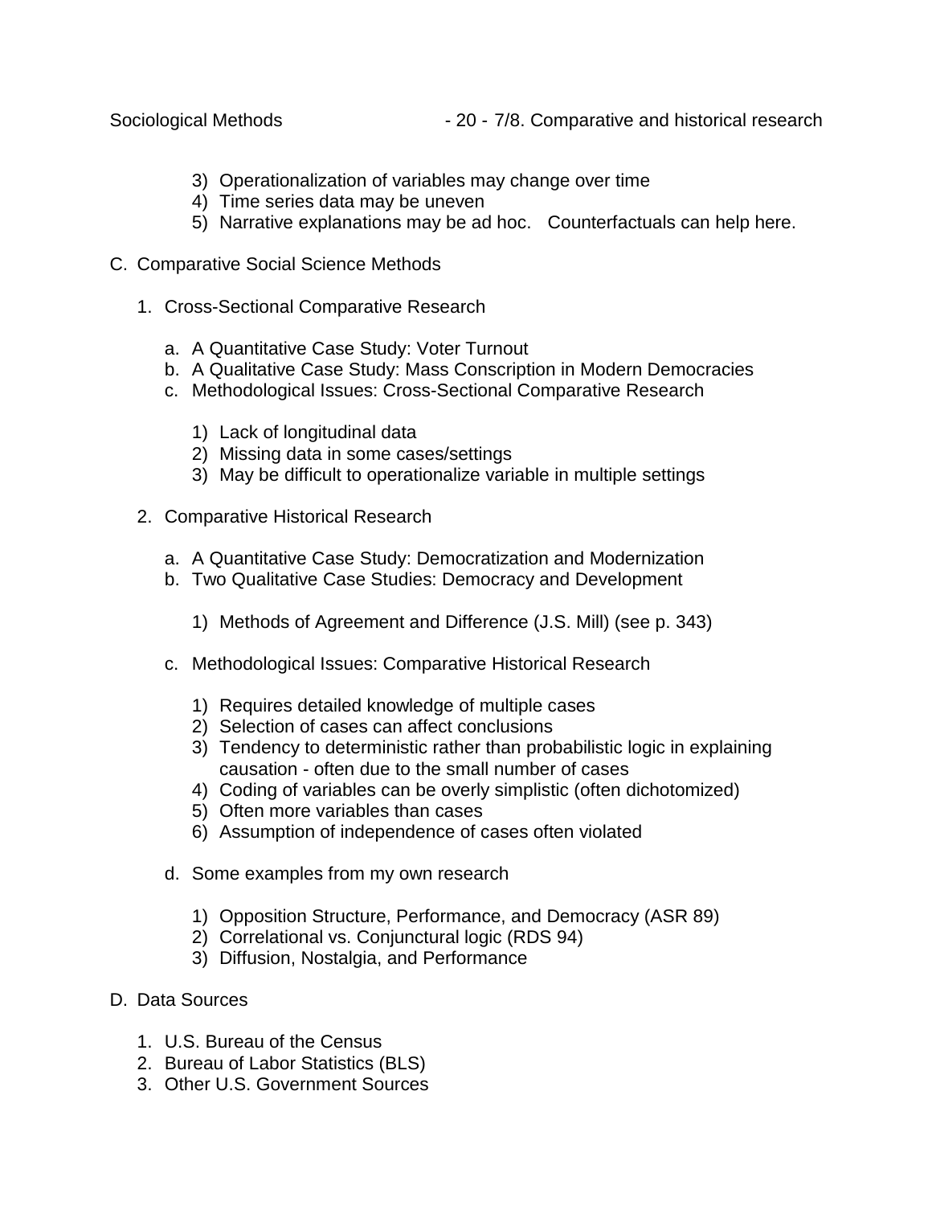3) Operationalization of variables may change over time
4) Time series data may be uneven
5) Narrative explanations may be ad hoc. Counterfactuals can help here.

C. Comparative Social Science Methods

1. Cross-Sectional Comparative Research

   a. A Quantitative Case Study: Voter Turnout
   b. A Qualitative Case Study: Mass Conscription in Modern Democracies
   c. Methodological Issues: Cross-Sectional Comparative Research

      1) Lack of longitudinal data
      2) Missing data in some cases/settings
      3) May be difficult to operationalize variable in multiple settings

2. Comparative Historical Research

   a. A Quantitative Case Study: Democratization and Modernization
   b. Two Qualitative Case Studies: Democracy and Development

      1) Methods of Agreement and Difference (J.S. Mill) (see p. 343)

   c. Methodological Issues: Comparative Historical Research

      1) Requires detailed knowledge of multiple cases
      2) Selection of cases can affect conclusions
      3) Tendency to deterministic rather than probabilistic logic in explaining causation - often due to the small number of cases
      4) Coding of variables can be overly simplistic (often dichotomized)
      5) Often more variables than cases
      6) Assumption of independence of cases often violated

   d. Some examples from my own research

      1) Opposition Structure, Performance, and Democracy (ASR 89)
      2) Correlational vs. Conjunctural logic (RDS 94)
      3) Diffusion, Nostalgia, and Performance

D. Data Sources

1. U.S. Bureau of the Census
2. Bureau of Labor Statistics (BLS)
3. Other U.S. Government Sources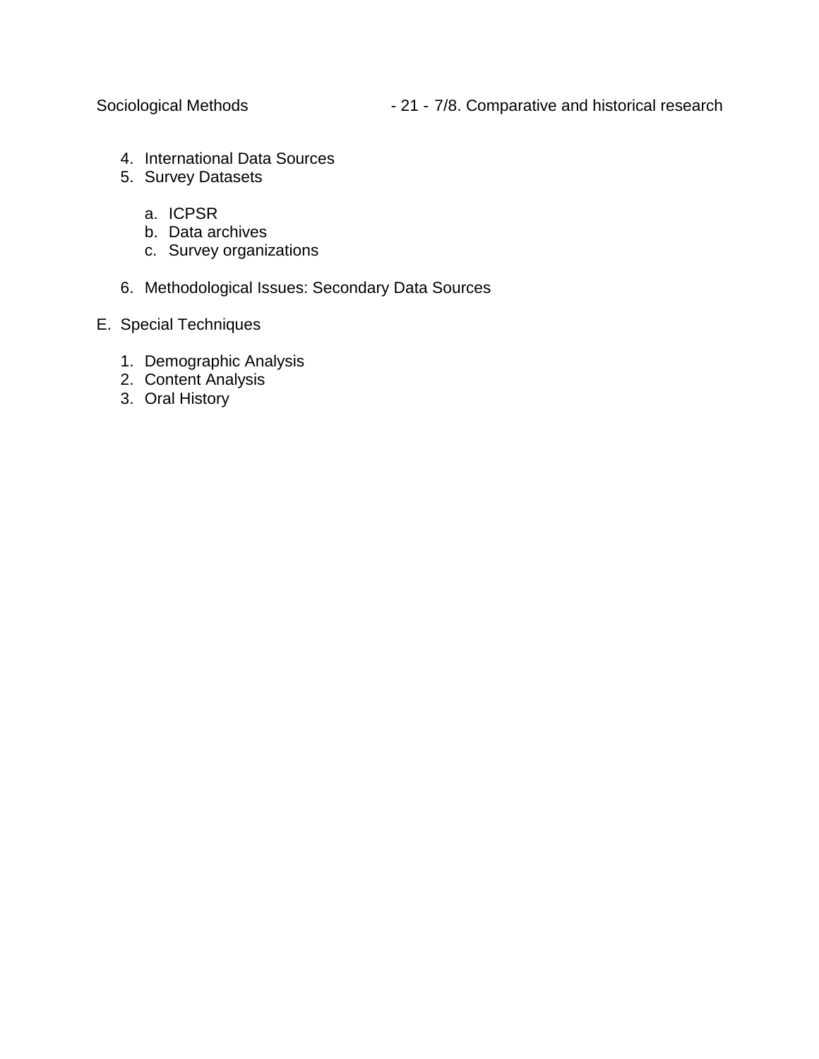4. International Data Sources
5. Survey Datasets

    a. ICPSR
    b. Data archives
    c. Survey organizations

6. Methodological Issues: Secondary Data Sources

E. Special Techniques

1. Demographic Analysis
2. Content Analysis
3. Oral History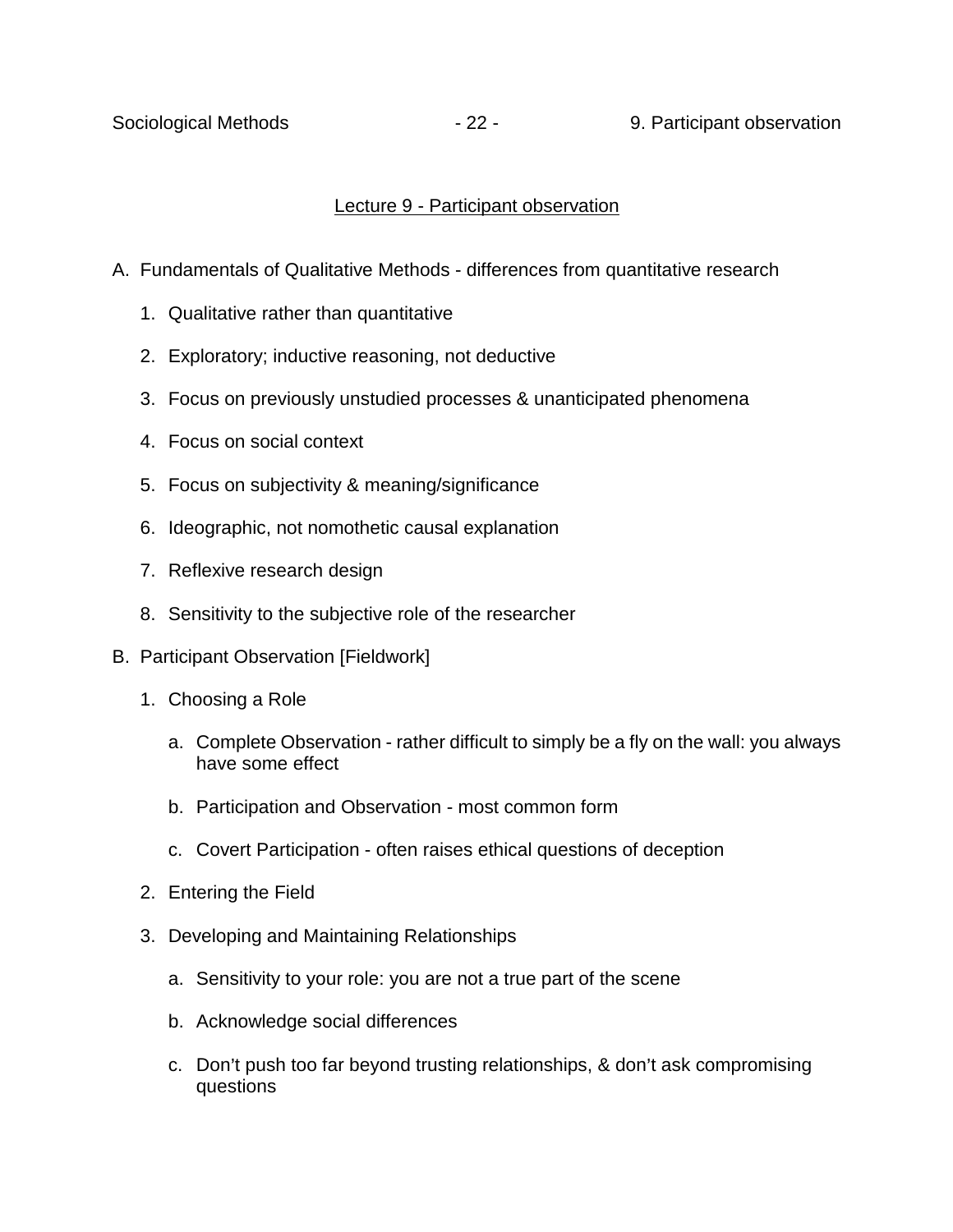## Lecture 9 - Participant observation

A. Fundamentals of Qualitative Methods - differences from quantitative research

   1. Qualitative rather than quantitative
   2. Exploratory; inductive reasoning, not deductive
   3. Focus on previously unstudied processes & unanticipated phenomena
   4. Focus on social context
   5. Focus on subjectivity & meaning/significance
   6. Ideographic, not nomothetic causal explanation
   7. Reflexive research design
   8. Sensitivity to the subjective role of the researcher

B. Participant Observation [Fieldwork]

   1. Choosing a Role

      a. Complete Observation - rather difficult to simply be a fly on the wall: you always have some effect

      b. Participation and Observation - most common form

      c. Covert Participation - often raises ethical questions of deception

   2. Entering the Field

   3. Developing and Maintaining Relationships

      a. Sensitivity to your role: you are not a true part of the scene

      b. Acknowledge social differences

      c. Don't push too far beyond trusting relationships, & don't ask compromising questions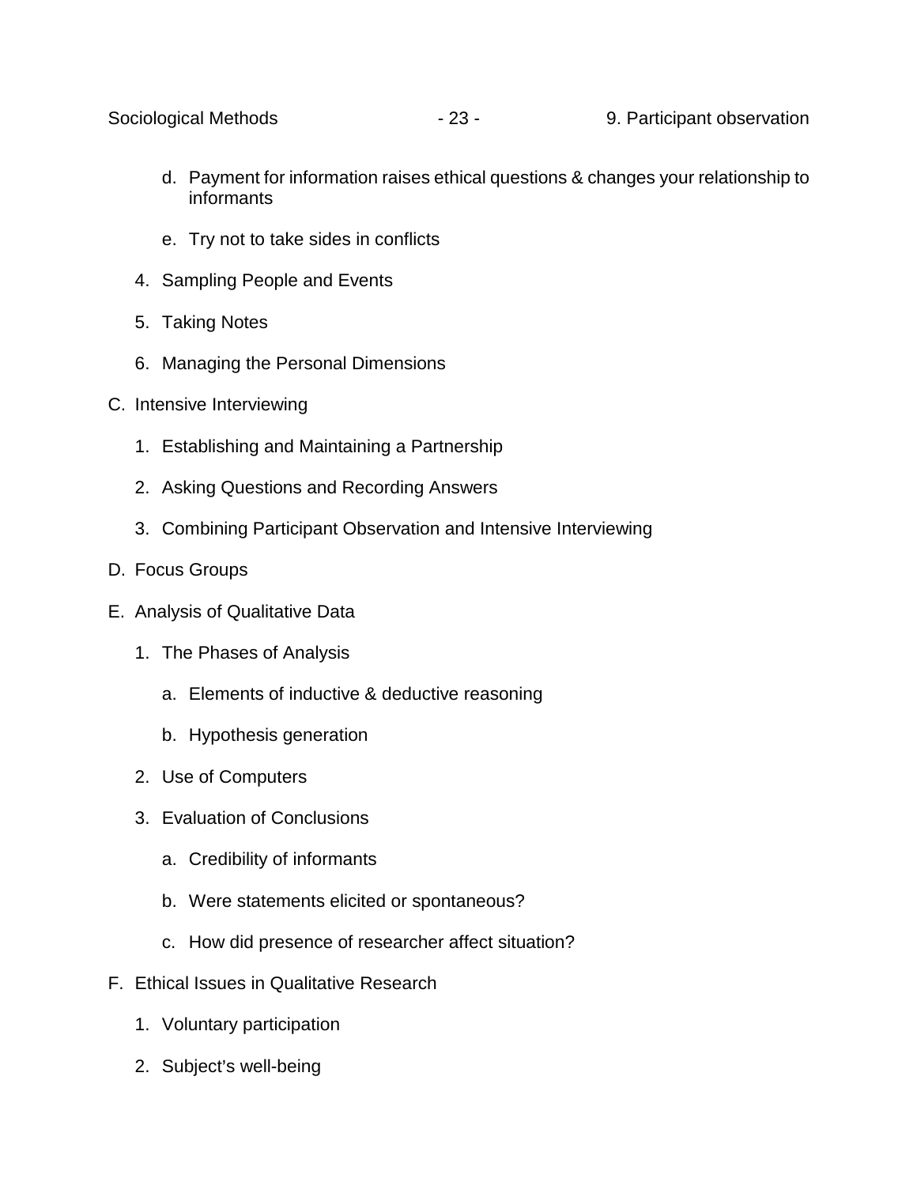d. Payment for information raises ethical questions & changes your relationship to informants

    e. Try not to take sides in conflicts

  4. Sampling People and Events

  5. Taking Notes

  6. Managing the Personal Dimensions

C. Intensive Interviewing

  1. Establishing and Maintaining a Partnership

  2. Asking Questions and Recording Answers

  3. Combining Participant Observation and Intensive Interviewing

D. Focus Groups

E. Analysis of Qualitative Data

  1. The Phases of Analysis

    a. Elements of inductive & deductive reasoning

    b. Hypothesis generation

  2. Use of Computers

  3. Evaluation of Conclusions

    a. Credibility of informants

    b. Were statements elicited or spontaneous?

    c. How did presence of researcher affect situation?

F. Ethical Issues in Qualitative Research

  1. Voluntary participation

  2. Subject's well-being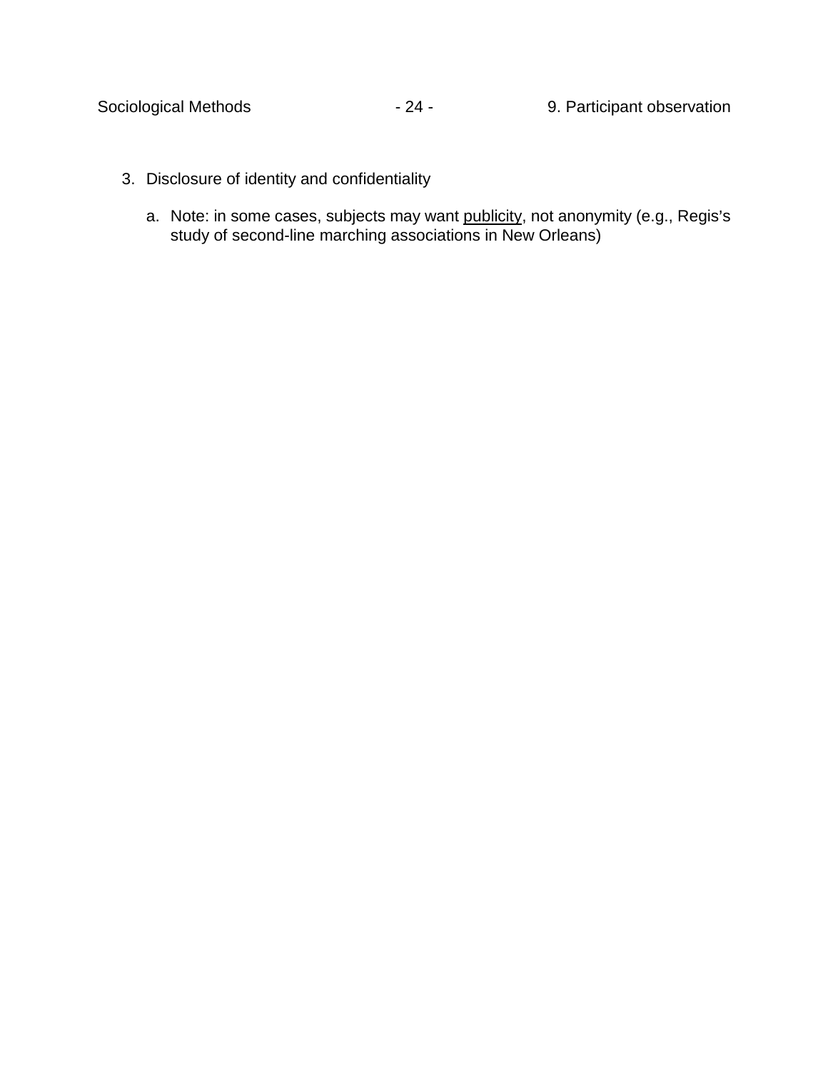3. Disclosure of identity and confidentiality

    a. Note: in some cases, subjects may want <u>publicity</u>, not anonymity (e.g., Regis's study of second-line marching associations in New Orleans)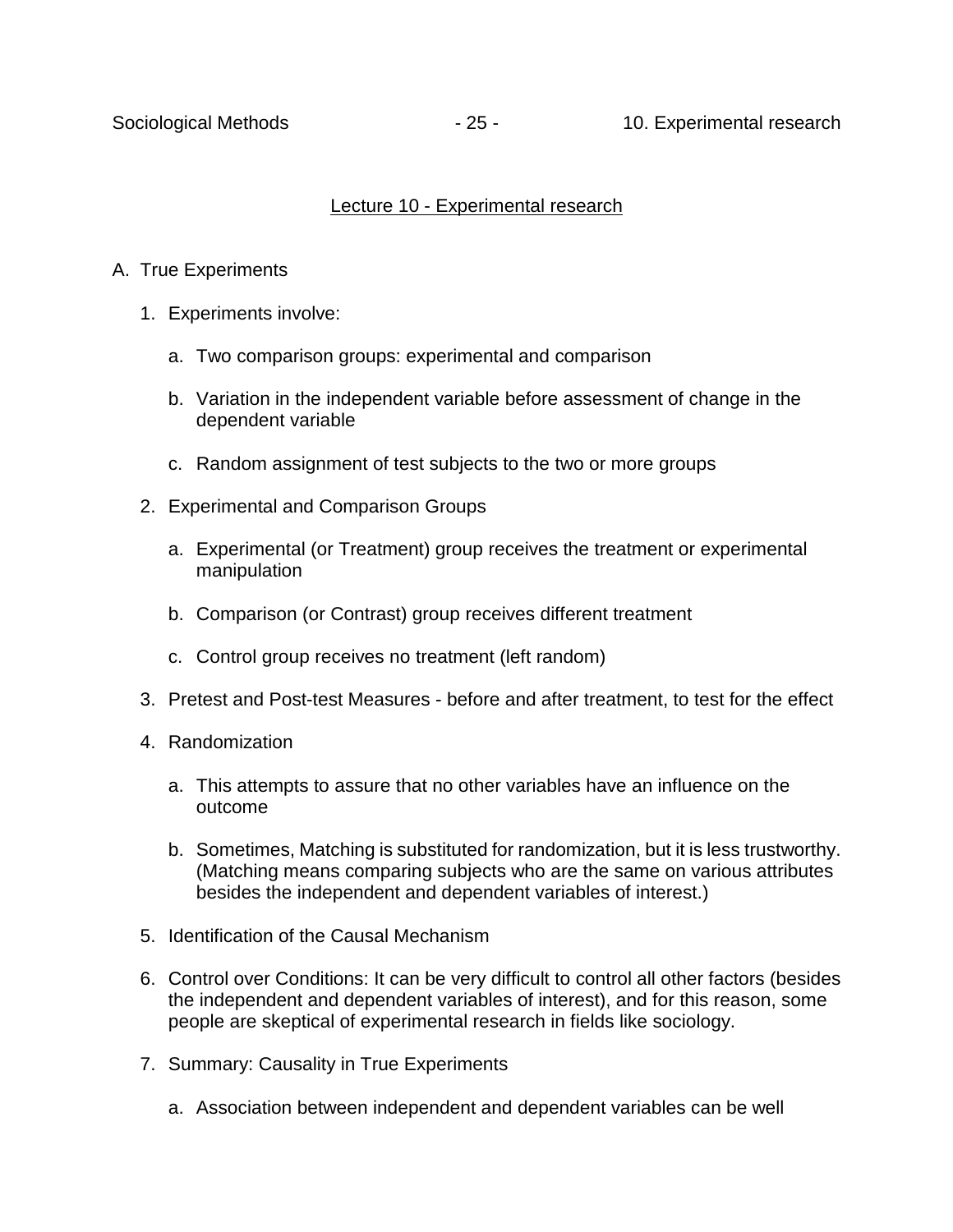## Lecture 10 - Experimental research

A. True Experiments

1. Experiments involve:

    a. Two comparison groups: experimental and comparison

    b. Variation in the independent variable before assessment of change in the dependent variable

    c. Random assignment of test subjects to the two or more groups

2. Experimental and Comparison Groups

    a. Experimental (or Treatment) group receives the treatment or experimental manipulation

    b. Comparison (or Contrast) group receives different treatment

    c. Control group receives no treatment (left random)

3. Pretest and Post-test Measures - before and after treatment, to test for the effect

4. Randomization

    a. This attempts to assure that no other variables have an influence on the outcome

    b. Sometimes, Matching is substituted for randomization, but it is less trustworthy. (Matching means comparing subjects who are the same on various attributes besides the independent and dependent variables of interest.)

5. Identification of the Causal Mechanism

6. Control over Conditions: It can be very difficult to control all other factors (besides the independent and dependent variables of interest), and for this reason, some people are skeptical of experimental research in fields like sociology.

7. Summary: Causality in True Experiments

    a. Association between independent and dependent variables can be well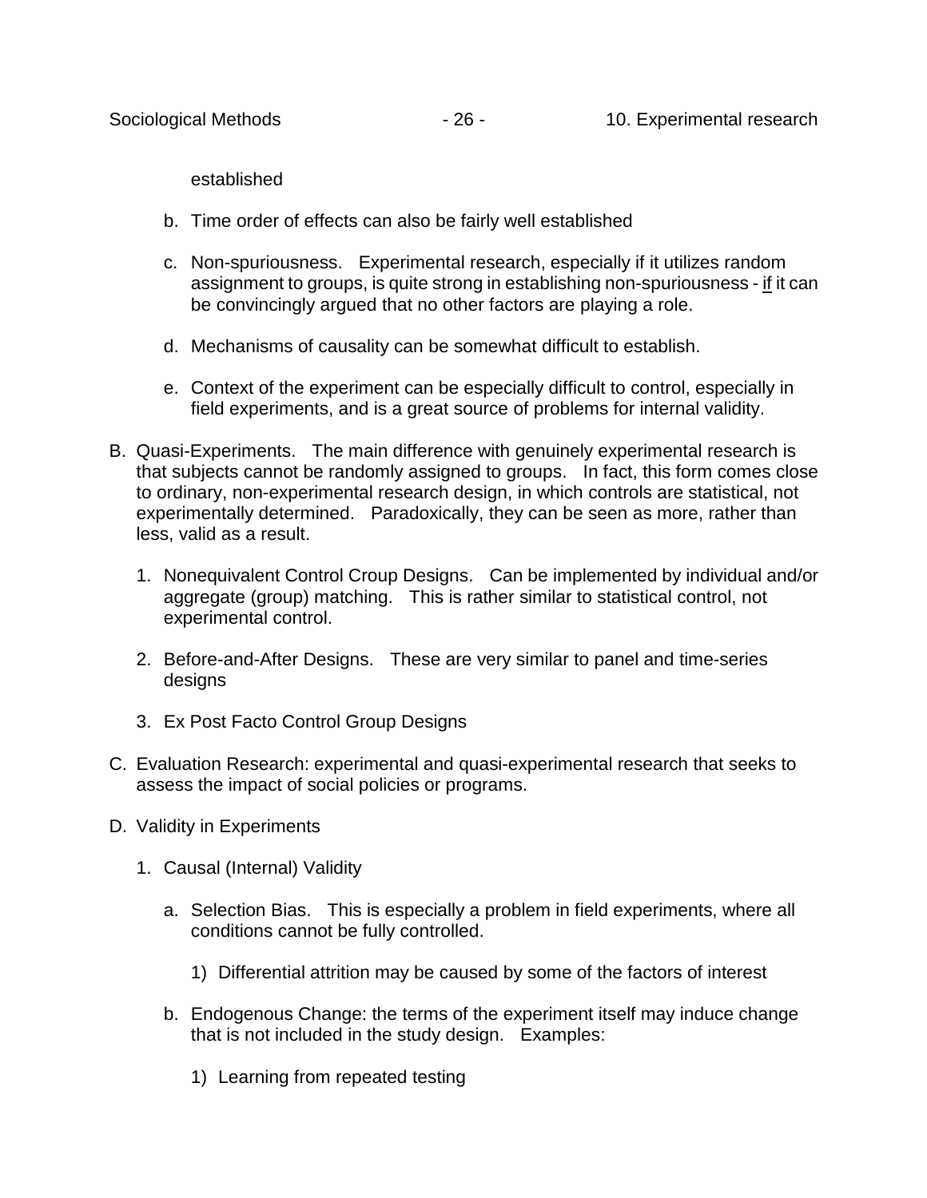established

b. Time order of effects can also be fairly well established

c. Non-spuriousness. Experimental research, especially if it utilizes random assignment to groups, is quite strong in establishing non-spuriousness - <u>if</u> it can be convincingly argued that no other factors are playing a role.

d. Mechanisms of causality can be somewhat difficult to establish.

e. Context of the experiment can be especially difficult to control, especially in field experiments, and is a great source of problems for internal validity.

B. Quasi-Experiments. The main difference with genuinely experimental research is that subjects cannot be randomly assigned to groups. In fact, this form comes close to ordinary, non-experimental research design, in which controls are statistical, not experimentally determined. Paradoxically, they can be seen as more, rather than less, valid as a result.

1. Nonequivalent Control Croup Designs. Can be implemented by individual and/or aggregate (group) matching. This is rather similar to statistical control, not experimental control.

2. Before-and-After Designs. These are very similar to panel and time-series designs

3. Ex Post Facto Control Group Designs

C. Evaluation Research: experimental and quasi-experimental research that seeks to assess the impact of social policies or programs.

D. Validity in Experiments

1. Causal (Internal) Validity

a. Selection Bias. This is especially a problem in field experiments, where all conditions cannot be fully controlled.

1) Differential attrition may be caused by some of the factors of interest

b. Endogenous Change: the terms of the experiment itself may induce change that is not included in the study design. Examples:

1) Learning from repeated testing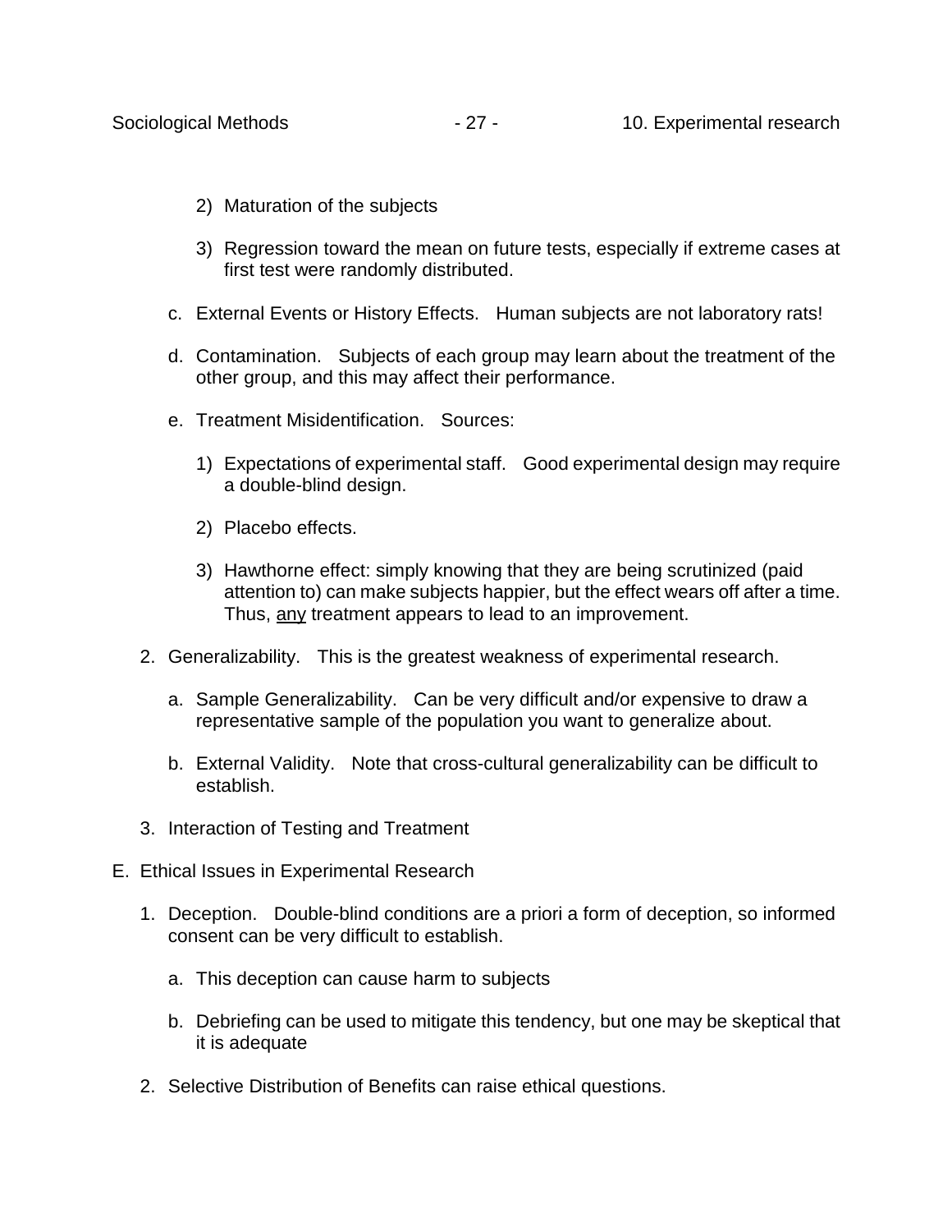2) Maturation of the subjects

   3) Regression toward the mean on future tests, especially if extreme cases at first test were randomly distributed.

  c. External Events or History Effects. Human subjects are not laboratory rats!

  d. Contamination. Subjects of each group may learn about the treatment of the other group, and this may affect their performance.

  e. Treatment Misidentification. Sources:

   1) Expectations of experimental staff. Good experimental design may require a double-blind design.

   2) Placebo effects.

   3) Hawthorne effect: simply knowing that they are being scrutinized (paid attention to) can make subjects happier, but the effect wears off after a time. Thus, <u>any</u> treatment appears to lead to an improvement.

2. Generalizability. This is the greatest weakness of experimental research.

  a. Sample Generalizability. Can be very difficult and/or expensive to draw a representative sample of the population you want to generalize about.

  b. External Validity. Note that cross-cultural generalizability can be difficult to establish.

3. Interaction of Testing and Treatment

E. Ethical Issues in Experimental Research

1. Deception. Double-blind conditions are a priori a form of deception, so informed consent can be very difficult to establish.

  a. This deception can cause harm to subjects

  b. Debriefing can be used to mitigate this tendency, but one may be skeptical that it is adequate

2. Selective Distribution of Benefits can raise ethical questions.